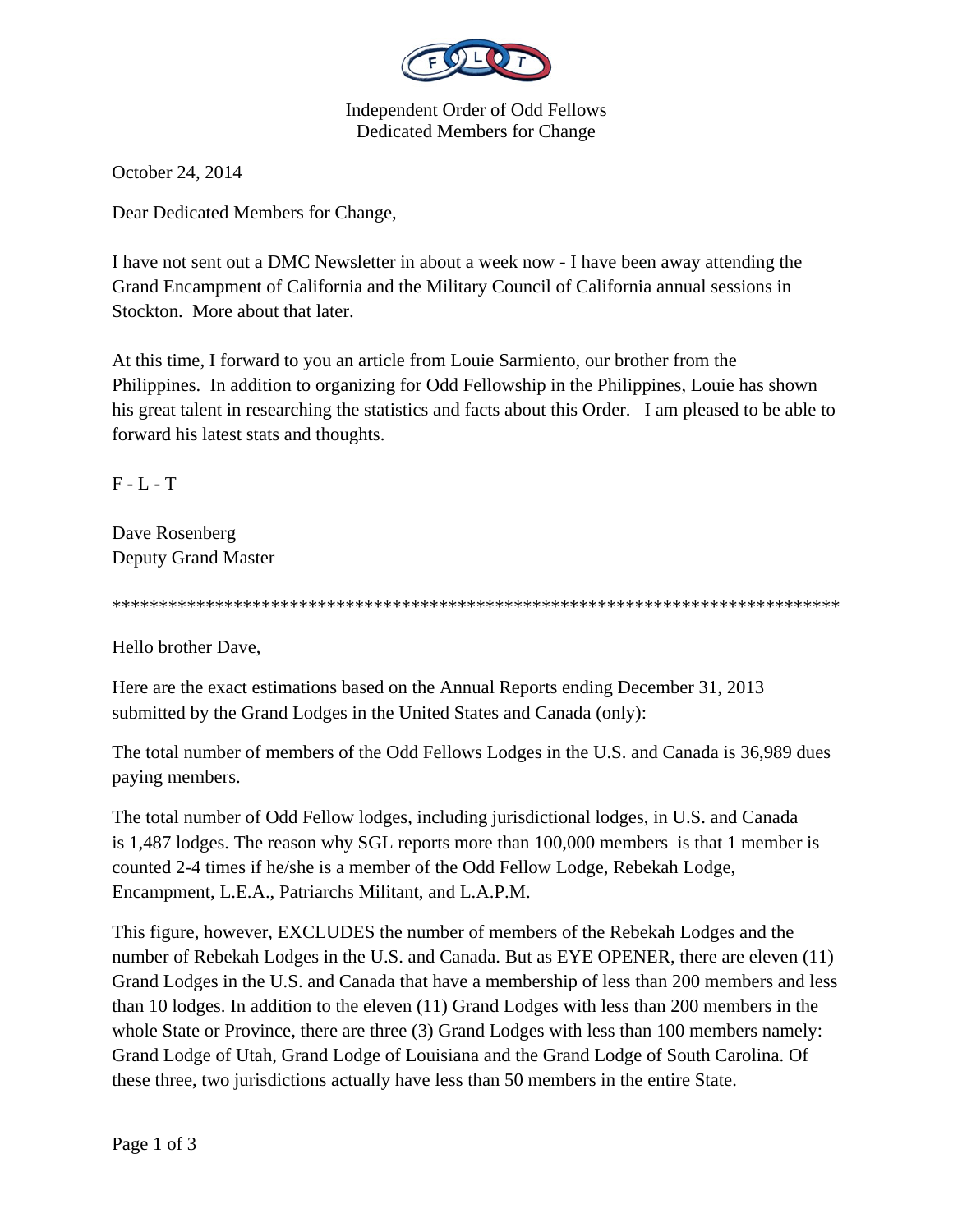Independent Order of Odd Fellows
Dedicated Members for Change

October 24, 2014

Dear Dedicated Members for Change,

I have not sent out a DMC Newsletter in about a week now - I have been away attending the Grand Encampment of California and the Military Council of California annual sessions in Stockton. More about that later.

At this time, I forward to you an article from Louie Sarmiento, our brother from the Philippines. In addition to organizing for Odd Fellowship in the Philippines, Louie has shown his great talent in researching the statistics and facts about this Order. I am pleased to be able to forward his latest stats and thoughts.

F - L - T

Dave Rosenberg
Deputy Grand Master

*********************************************************************************

Hello brother Dave,

Here are the exact estimations based on the Annual Reports ending December 31, 2013 submitted by the Grand Lodges in the United States and Canada (only):

The total number of members of the Odd Fellows Lodges in the U.S. and Canada is 36,989 dues paying members.

The total number of Odd Fellow lodges, including jurisdictional lodges, in U.S. and Canada is 1,487 lodges. The reason why SGL reports more than 100,000 members is that 1 member is counted 2-4 times if he/she is a member of the Odd Fellow Lodge, Rebekah Lodge, Encampment, L.E.A., Patriarchs Militant, and L.A.P.M.

This figure, however, EXCLUDES the number of members of the Rebekah Lodges and the number of Rebekah Lodges in the U.S. and Canada. But as EYE OPENER, there are eleven (11) Grand Lodges in the U.S. and Canada that have a membership of less than 200 members and less than 10 lodges. In addition to the eleven (11) Grand Lodges with less than 200 members in the whole State or Province, there are three (3) Grand Lodges with less than 100 members namely: Grand Lodge of Utah, Grand Lodge of Louisiana and the Grand Lodge of South Carolina. Of these three, two jurisdictions actually have less than 50 members in the entire State.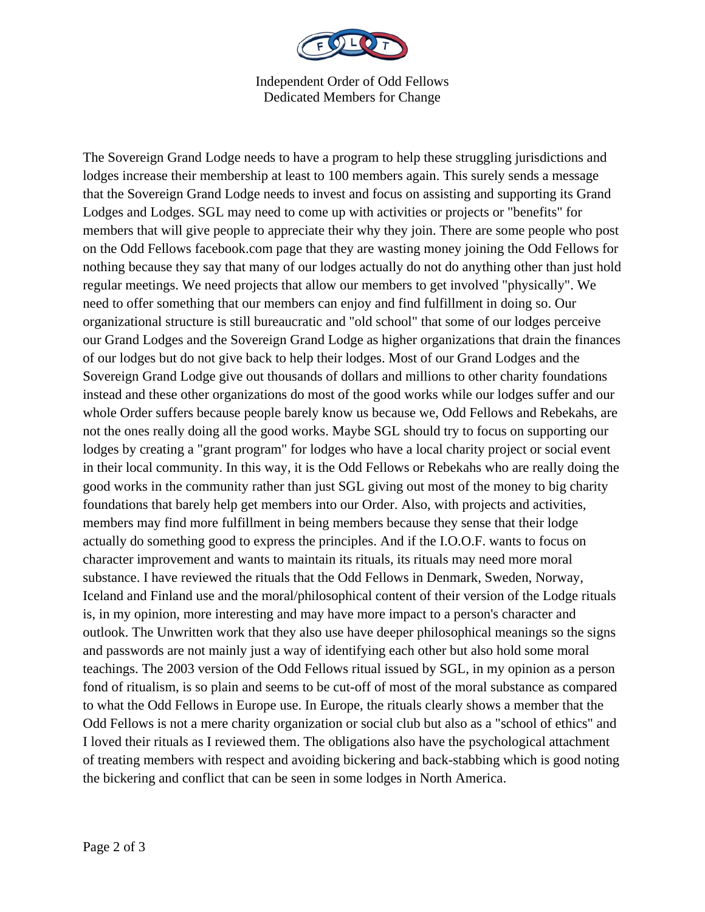The Sovereign Grand Lodge needs to have a program to help these struggling jurisdictions and lodges increase their membership at least to 100 members again. This surely sends a message that the Sovereign Grand Lodge needs to invest and focus on assisting and supporting its Grand Lodges and Lodges. SGL may need to come up with activities or projects or "benefits" for members that will give people to appreciate their why they join. There are some people who post on the Odd Fellows facebook.com page that they are wasting money joining the Odd Fellows for nothing because they say that many of our lodges actually do not do anything other than just hold regular meetings. We need projects that allow our members to get involved "physically". We need to offer something that our members can enjoy and find fulfillment in doing so. Our organizational structure is still bureaucratic and "old school" that some of our lodges perceive our Grand Lodges and the Sovereign Grand Lodge as higher organizations that drain the finances of our lodges but do not give back to help their lodges. Most of our Grand Lodges and the Sovereign Grand Lodge give out thousands of dollars and millions to other charity foundations instead and these other organizations do most of the good works while our lodges suffer and our whole Order suffers because people barely know us because we, Odd Fellows and Rebekahs, are not the ones really doing all the good works. Maybe SGL should try to focus on supporting our lodges by creating a "grant program" for lodges who have a local charity project or social event in their local community. In this way, it is the Odd Fellows or Rebekahs who are really doing the good works in the community rather than just SGL giving out most of the money to big charity foundations that barely help get members into our Order. Also, with projects and activities, members may find more fulfillment in being members because they sense that their lodge actually do something good to express the principles. And if the I.O.O.F. wants to focus on character improvement and wants to maintain its rituals, its rituals may need more moral substance. I have reviewed the rituals that the Odd Fellows in Denmark, Sweden, Norway, Iceland and Finland use and the moral/philosophical content of their version of the Lodge rituals is, in my opinion, more interesting and may have more impact to a person's character and outlook. The Unwritten work that they also use have deeper philosophical meanings so the signs and passwords are not mainly just a way of identifying each other but also hold some moral teachings. The 2003 version of the Odd Fellows ritual issued by SGL, in my opinion as a person fond of ritualism, is so plain and seems to be cut-off of most of the moral substance as compared to what the Odd Fellows in Europe use. In Europe, the rituals clearly shows a member that the Odd Fellows is not a mere charity organization or social club but also as a "school of ethics" and I loved their rituals as I reviewed them. The obligations also have the psychological attachment of treating members with respect and avoiding bickering and back-stabbing which is good noting the bickering and conflict that can be seen in some lodges in North America.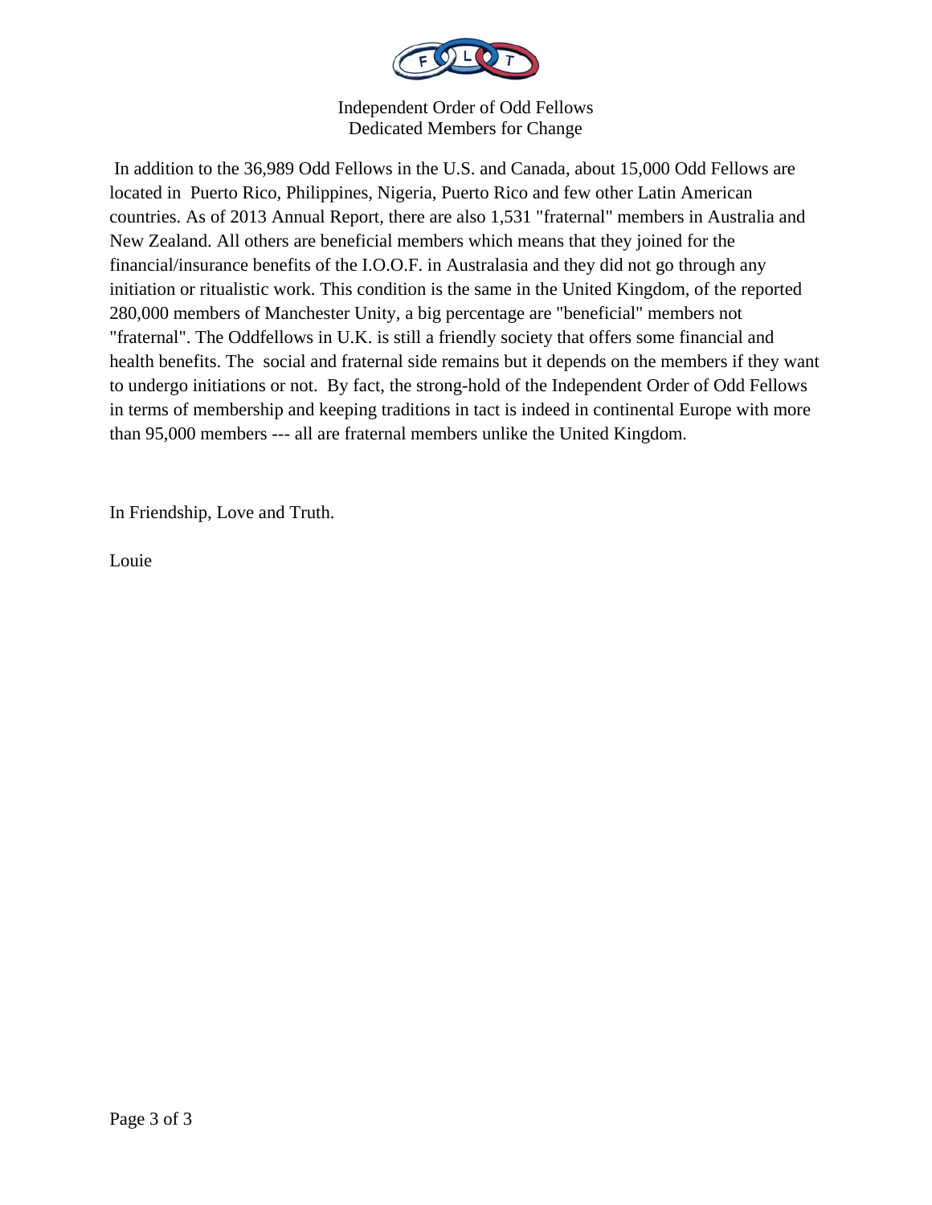Independent Order of Odd Fellows
Dedicated Members for Change

In addition to the 36,989 Odd Fellows in the U.S. and Canada, about 15,000 Odd Fellows are located in Puerto Rico, Philippines, Nigeria, Puerto Rico and few other Latin American countries. As of 2013 Annual Report, there are also 1,531 "fraternal" members in Australia and New Zealand. All others are beneficial members which means that they joined for the financial/insurance benefits of the I.O.O.F. in Australasia and they did not go through any initiation or ritualistic work. This condition is the same in the United Kingdom, of the reported 280,000 members of Manchester Unity, a big percentage are "beneficial" members not "fraternal". The Oddfellows in U.K. is still a friendly society that offers some financial and health benefits. The social and fraternal side remains but it depends on the members if they want to undergo initiations or not. By fact, the strong-hold of the Independent Order of Odd Fellows in terms of membership and keeping traditions in tact is indeed in continental Europe with more than 95,000 members --- all are fraternal members unlike the United Kingdom.

In Friendship, Love and Truth.

Louie